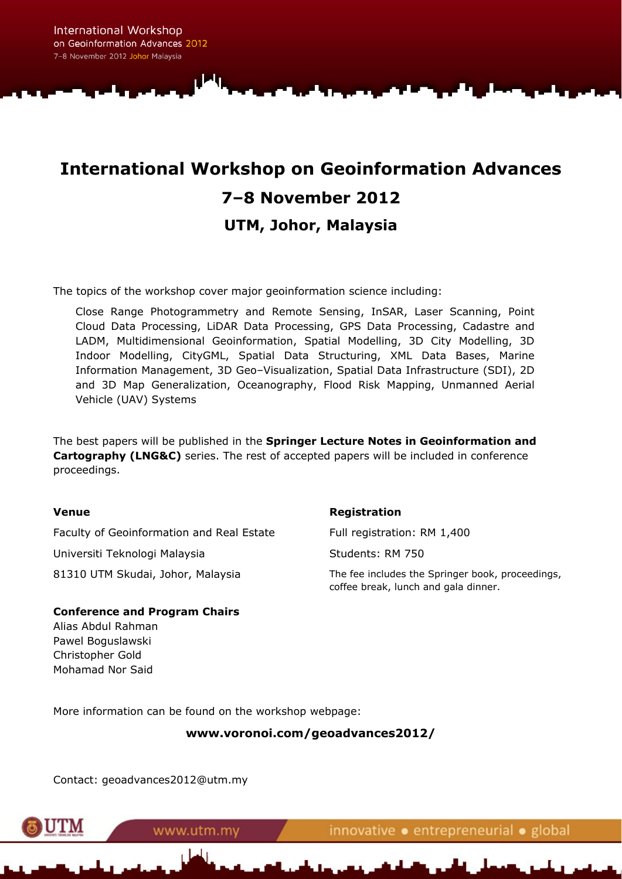# International Workshop on Geoinformation Advances

## 7–8 November 2012

## UTM, Johor, Malaysia

The topics of the workshop cover major geoinformation science including:

Close Range Photogrammetry and Remote Sensing, InSAR, Laser Scanning, Point Cloud Data Processing, LiDAR Data Processing, GPS Data Processing, Cadastre and LADM, Multidimensional Geoinformation, Spatial Modelling, 3D City Modelling, 3D Indoor Modelling, CityGML, Spatial Data Structuring, XML Data Bases, Marine Information Management, 3D Geo–Visualization, Spatial Data Infrastructure (SDI), 2D and 3D Map Generalization, Oceanography, Flood Risk Mapping, Unmanned Aerial Vehicle (UAV) Systems

The best papers will be published in the **Springer Lecture Notes in Geoinformation and Cartography (LNG&C)** series. The rest of accepted papers will be included in conference proceedings.

**Venue**

Faculty of Geoinformation and Real Estate

Universiti Teknologi Malaysia

81310 UTM Skudai, Johor, Malaysia

**Registration**

Full registration: RM 1,400

Students: RM 750

The fee includes the Springer book, proceedings, coffee break, lunch and gala dinner.

**Conference and Program Chairs**

Alias Abdul Rahman
Pawel Boguslawski
Christopher Gold
Mohamad Nor Said

More information can be found on the workshop webpage:

**www.voronoi.com/geoadvances2012/**

Contact: geoadvances2012@utm.my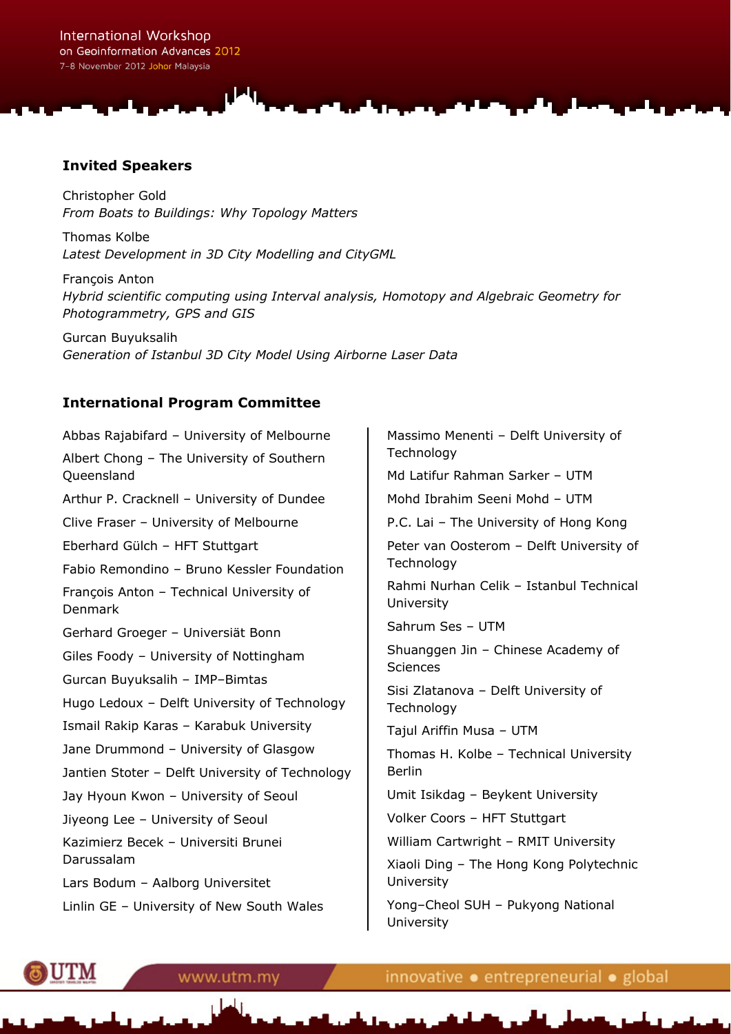## Invited Speakers

Christopher Gold
*From Boats to Buildings: Why Topology Matters*

Thomas Kolbe
*Latest Development in 3D City Modelling and CityGML*

François Anton
*Hybrid scientific computing using Interval analysis, Homotopy and Algebraic Geometry for Photogrammetry, GPS and GIS*

Gurcan Buyuksalih
*Generation of Istanbul 3D City Model Using Airborne Laser Data*

## International Program Committee

Abbas Rajabifard – University of Melbourne

Albert Chong – The University of Southern Queensland

Arthur P. Cracknell – University of Dundee

Clive Fraser – University of Melbourne

Eberhard Gülch – HFT Stuttgart

Fabio Remondino – Bruno Kessler Foundation

François Anton – Technical University of Denmark

Gerhard Groeger – Universiät Bonn

Giles Foody – University of Nottingham

Gurcan Buyuksalih – IMP–Bimtas

Hugo Ledoux – Delft University of Technology

Ismail Rakip Karas – Karabuk University

Jane Drummond – University of Glasgow

Jantien Stoter – Delft University of Technology

Jay Hyoun Kwon – University of Seoul

Jiyeong Lee – University of Seoul

Kazimierz Becek – Universiti Brunei Darussalam

Lars Bodum – Aalborg Universitet

Linlin GE – University of New South Wales

Massimo Menenti – Delft University of Technology

Md Latifur Rahman Sarker – UTM

Mohd Ibrahim Seeni Mohd – UTM

P.C. Lai – The University of Hong Kong

Peter van Oosterom – Delft University of Technology

Rahmi Nurhan Celik – Istanbul Technical University

Sahrum Ses – UTM

Shuanggen Jin – Chinese Academy of Sciences

Sisi Zlatanova – Delft University of Technology

Tajul Ariffin Musa – UTM

Thomas H. Kolbe – Technical University Berlin

Umit Isikdag – Beykent University

Volker Coors – HFT Stuttgart

William Cartwright – RMIT University

Xiaoli Ding – The Hong Kong Polytechnic University

Yong–Cheol SUH – Pukyong National University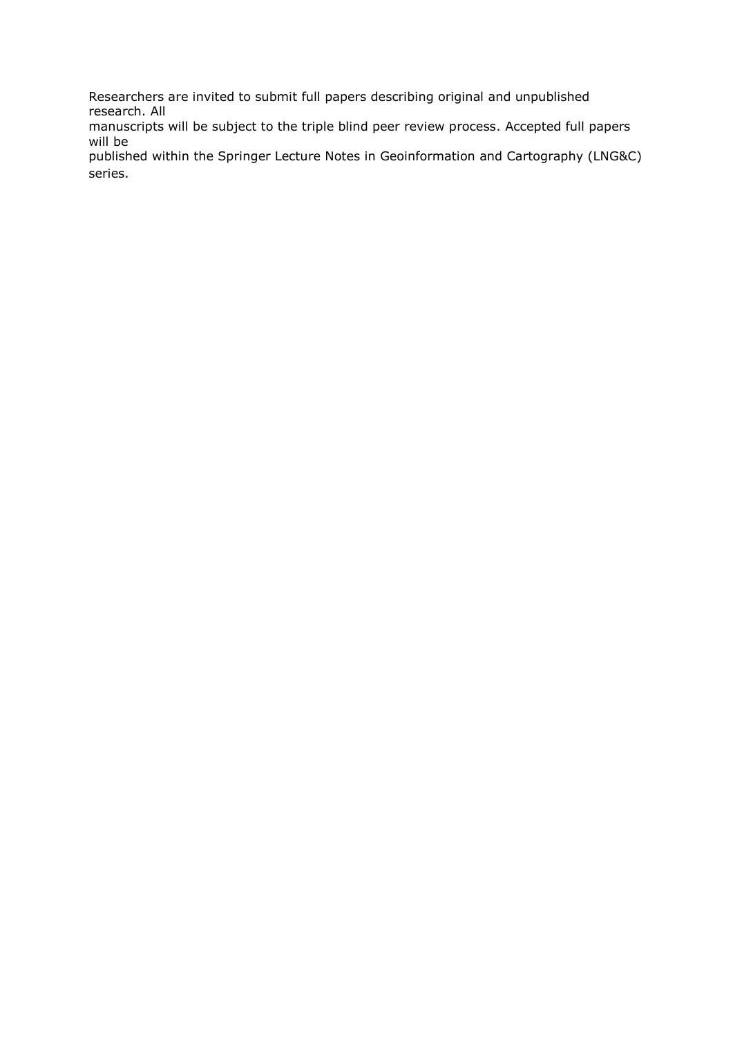Researchers are invited to submit full papers describing original and unpublished research. All manuscripts will be subject to the triple blind peer review process. Accepted full papers will be published within the Springer Lecture Notes in Geoinformation and Cartography (LNG&C) series.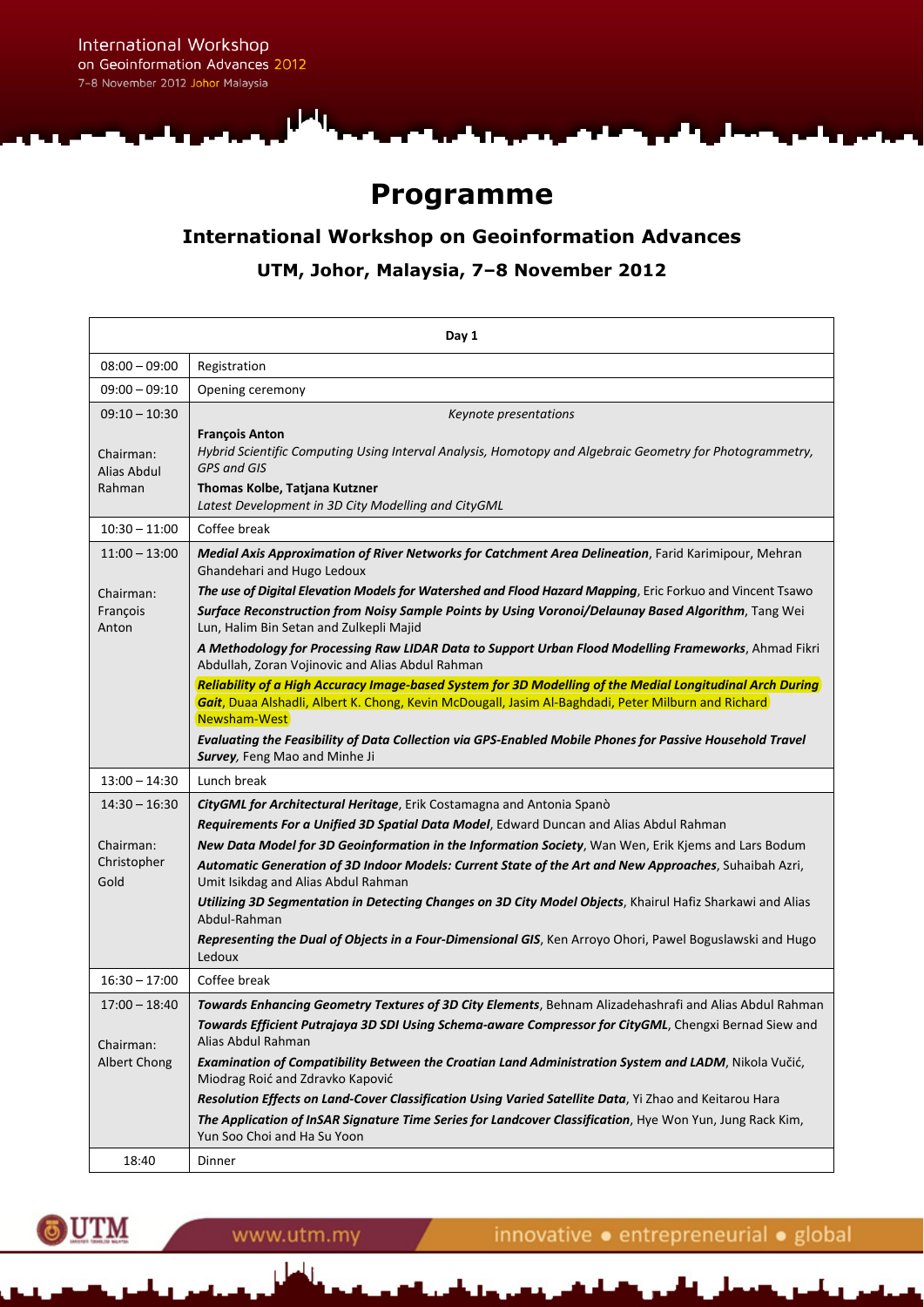# Programme

## International Workshop on Geoinformation Advances

### UTM, Johor, Malaysia, 7–8 November 2012

| Day 1 | |
|---|---|
| 08:00 – 09:00 | Registration |
| 09:00 – 09:10 | Opening ceremony |
| 09:10 – 10:30<br><br>Chairman: Alias Abdul Rahman | *Keynote presentations*<br>**François Anton**<br>*Hybrid Scientific Computing Using Interval Analysis, Homotopy and Algebraic Geometry for Photogrammetry, GPS and GIS*<br>**Thomas Kolbe, Tatjana Kutzner**<br>*Latest Development in 3D City Modelling and CityGML* |
| 10:30 – 11:00 | Coffee break |
| 11:00 – 13:00<br><br>Chairman: François Anton | ***Medial Axis Approximation of River Networks for Catchment Area Delineation***, Farid Karimipour, Mehran Ghandehari and Hugo Ledoux<br>***The use of Digital Elevation Models for Watershed and Flood Hazard Mapping***, Eric Forkuo and Vincent Tsawo<br>***Surface Reconstruction from Noisy Sample Points by Using Voronoi/Delaunay Based Algorithm***, Tang Wei Lun, Halim Bin Setan and Zulkepli Majid<br>***A Methodology for Processing Raw LIDAR Data to Support Urban Flood Modelling Frameworks***, Ahmad Fikri Abdullah, Zoran Vojinovic and Alias Abdul Rahman<br>***Reliability of a High Accuracy Image-based System for 3D Modelling of the Medial Longitudinal Arch During Gait***, Duaa Alshadli, Albert K. Chong, Kevin McDougall, Jasim Al-Baghdadi, Peter Milburn and Richard Newsham-West<br>***Evaluating the Feasibility of Data Collection via GPS-Enabled Mobile Phones for Passive Household Travel Survey***, Feng Mao and Minhe Ji |
| 13:00 – 14:30 | Lunch break |
| 14:30 – 16:30<br><br>Chairman: Christopher Gold | ***CityGML for Architectural Heritage***, Erik Costamagna and Antonia Spanò<br>***Requirements For a Unified 3D Spatial Data Model***, Edward Duncan and Alias Abdul Rahman<br>***New Data Model for 3D Geoinformation in the Information Society***, Wan Wen, Erik Kjems and Lars Bodum<br>***Automatic Generation of 3D Indoor Models: Current State of the Art and New Approaches***, Suhaibah Azri, Umit Isikdag and Alias Abdul Rahman<br>***Utilizing 3D Segmentation in Detecting Changes on 3D City Model Objects***, Khairul Hafiz Sharkawi and Alias Abdul-Rahman<br>***Representing the Dual of Objects in a Four-Dimensional GIS***, Ken Arroyo Ohori, Pawel Boguslawski and Hugo Ledoux |
| 16:30 – 17:00 | Coffee break |
| 17:00 – 18:40<br><br>Chairman: Albert Chong | ***Towards Enhancing Geometry Textures of 3D City Elements***, Behnam Alizadehashrafi and Alias Abdul Rahman<br>***Towards Efficient Putrajaya 3D SDI Using Schema-aware Compressor for CityGML***, Chengxi Bernad Siew and Alias Abdul Rahman<br>***Examination of Compatibility Between the Croatian Land Administration System and LADM***, Nikola Vučić, Miodrag Roić and Zdravko Kapović<br>***Resolution Effects on Land-Cover Classification Using Varied Satellite Data***, Yi Zhao and Keitarou Hara<br>***The Application of InSAR Signature Time Series for Landcover Classification***, Hye Won Yun, Jung Rack Kim, Yun Soo Choi and Ha Su Yoon |
| 18:40 | Dinner |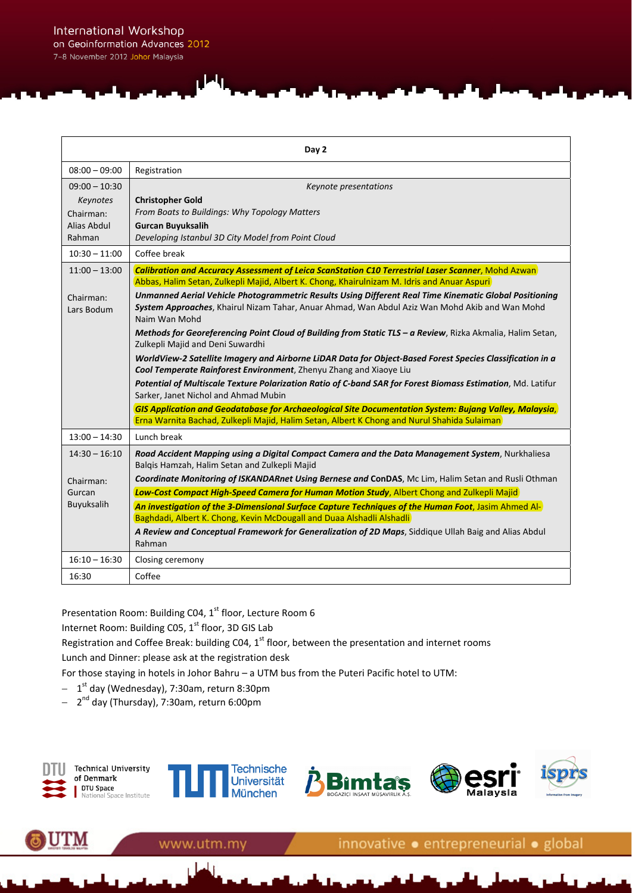| Day 2 | |
|---|---|
| 08:00 – 09:00 | Registration |
| 09:00 – 10:30 *Keynotes* Chairman: Alias Abdul Rahman | *Keynote presentations* **Christopher Gold** *From Boats to Buildings: Why Topology Matters* **Gurcan Buyuksalih** *Developing Istanbul 3D City Model from Point Cloud* |
| 10:30 – 11:00 | Coffee break |
| 11:00 – 13:00 Chairman: Lars Bodum | ***Calibration and Accuracy Assessment of Leica ScanStation C10 Terrestrial Laser Scanner***, Mohd Azwan Abbas, Halim Setan, Zulkepli Majid, Albert K. Chong, Khairulnizam M. Idris and Anuar Aspuri ***Unmanned Aerial Vehicle Photogrammetric Results Using Different Real Time Kinematic Global Positioning System Approaches***, Khairul Nizam Tahar, Anuar Ahmad, Wan Abdul Aziz Wan Mohd Akib and Wan Mohd Naim Wan Mohd ***Methods for Georeferencing Point Cloud of Building from Static TLS – a Review***, Rizka Akmalia, Halim Setan, Zulkepli Majid and Deni Suwardhi ***WorldView-2 Satellite Imagery and Airborne LiDAR Data for Object-Based Forest Species Classification in a Cool Temperate Rainforest Environment***, Zhenyu Zhang and Xiaoye Liu ***Potential of Multiscale Texture Polarization Ratio of C-band SAR for Forest Biomass Estimation***, Md. Latifur Sarker, Janet Nichol and Ahmad Mubin ***GIS Application and Geodatabase for Archaeological Site Documentation System: Bujang Valley, Malaysia***, Erna Warnita Bachad, Zulkepli Majid, Halim Setan, Albert K Chong and Nurul Shahida Sulaiman |
| 13:00 – 14:30 | Lunch break |
| 14:30 – 16:10 Chairman: Gurcan Buyuksalih | ***Road Accident Mapping using a Digital Compact Camera and the Data Management System***, Nurkhaliesa Balqis Hamzah, Halim Setan and Zulkepli Majid ***Coordinate Monitoring of ISKANDARnet Using Bernese and* ConDAS**, Mc Lim, Halim Setan and Rusli Othman ***Low-Cost Compact High-Speed Camera for Human Motion Study***, Albert Chong and Zulkepli Majid ***An investigation of the 3-Dimensional Surface Capture Techniques of the Human Foot***, Jasim Ahmed Al-Baghdadi, Albert K. Chong, Kevin McDougall and Duaa Alshadli Alshadli ***A Review and Conceptual Framework for Generalization of 2D Maps***, Siddique Ullah Baig and Alias Abdul Rahman |
| 16:10 – 16:30 | Closing ceremony |
| 16:30 | Coffee |

Presentation Room: Building C04, 1st floor, Lecture Room 6

Internet Room: Building C05, 1st floor, 3D GIS Lab

Registration and Coffee Break: building C04, 1st floor, between the presentation and internet rooms

Lunch and Dinner: please ask at the registration desk

For those staying in hotels in Johor Bahru – a UTM bus from the Puteri Pacific hotel to UTM:

- 1st day (Wednesday), 7:30am, return 8:30pm
- 2nd day (Thursday), 7:30am, return 6:00pm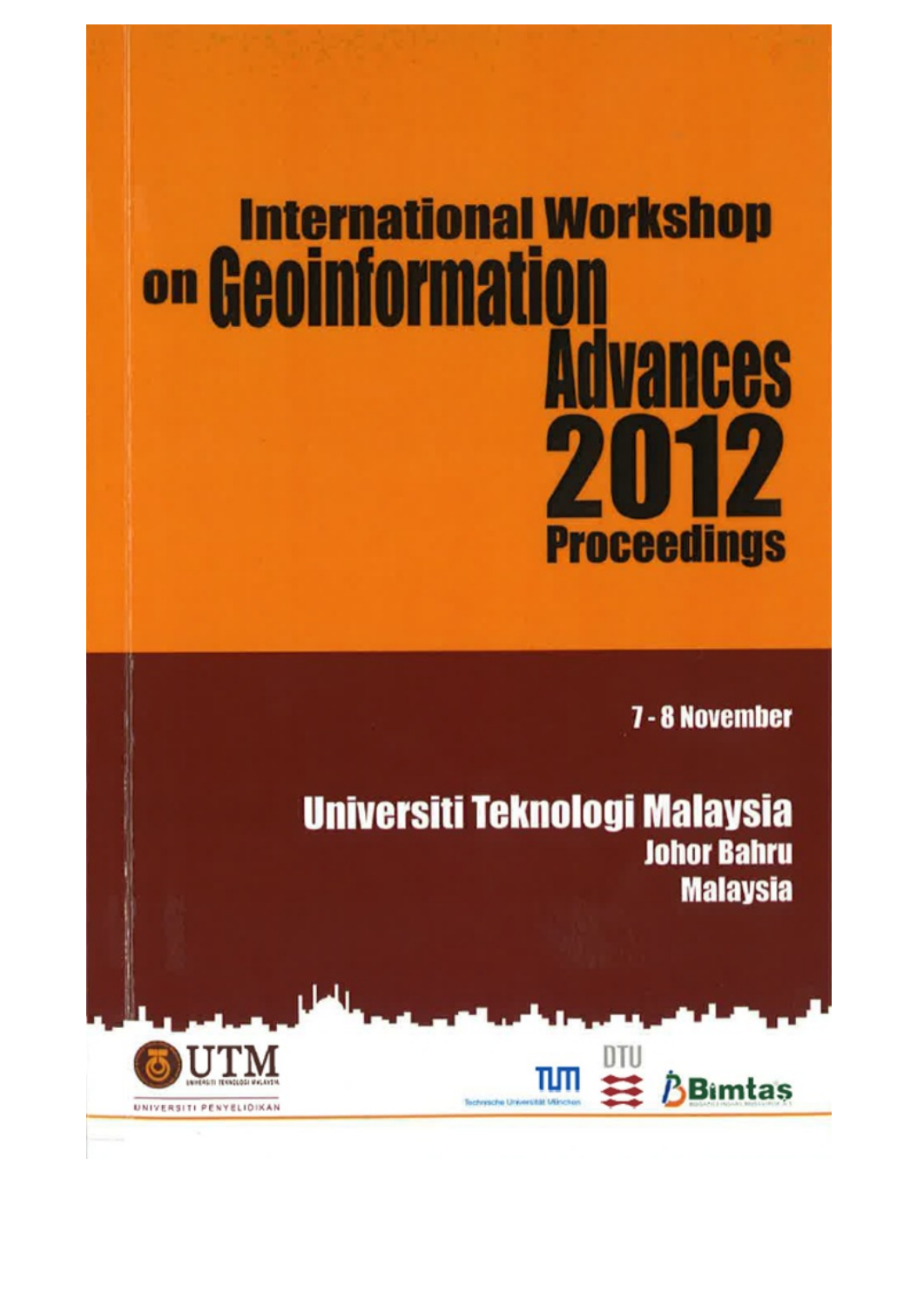# International Workshop on Geoinformation Advances 2012

## Proceedings

7 - 8 November

## Universiti Teknologi Malaysia

### Johor Bahru

### Malaysia

UTM

UNIVERSITI TEKNOLOGI MALAYSIA

UNIVERSITI PENYELIDIKAN

TUM

Technische Universität München

DTU

Bimtaş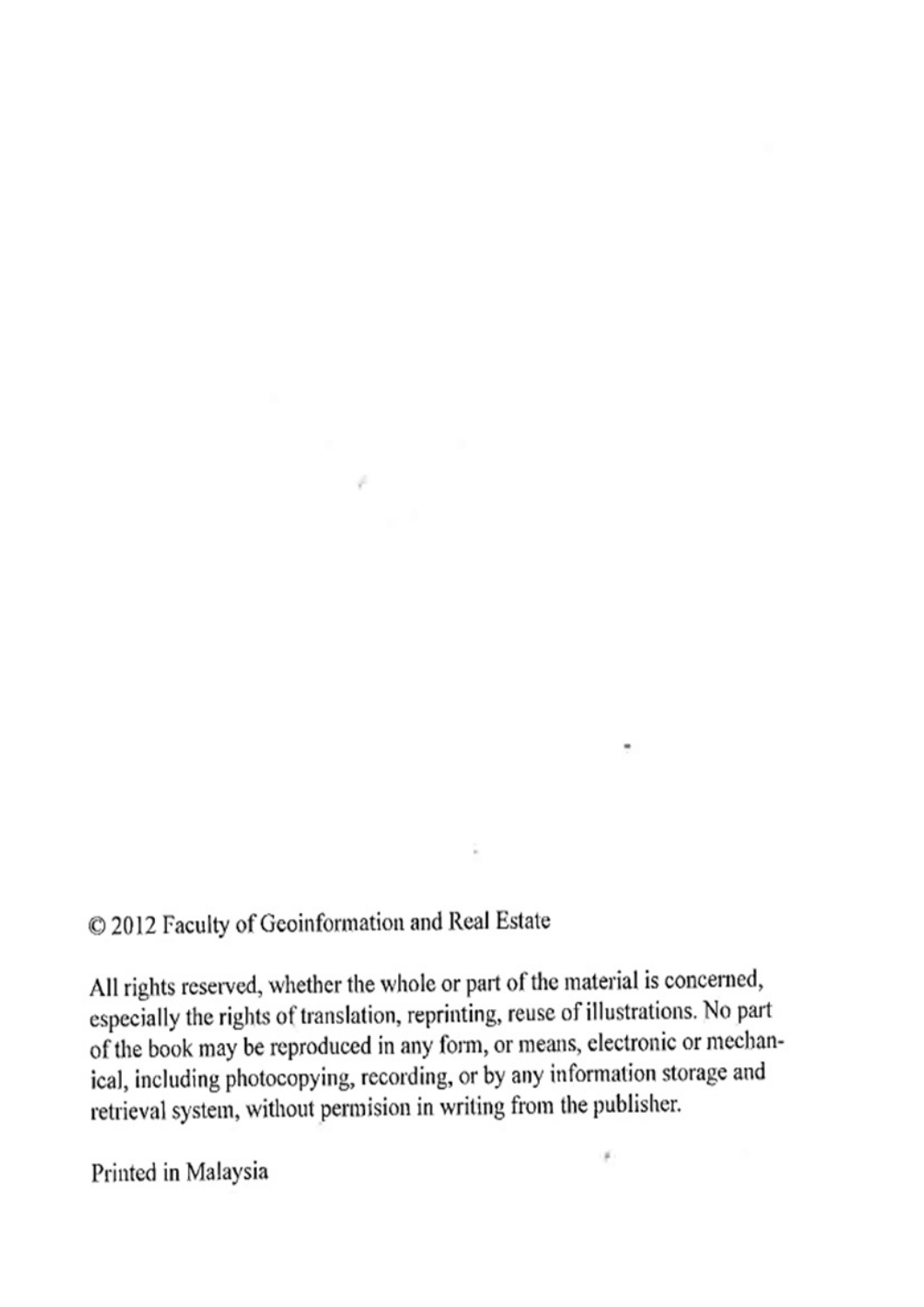© 2012 Faculty of Geoinformation and Real Estate

All rights reserved, whether the whole or part of the material is concerned, especially the rights of translation, reprinting, reuse of illustrations. No part of the book may be reproduced in any form, or means, electronic or mechanical, including photocopying, recording, or by any information storage and retrieval system, without permision in writing from the publisher.

Printed in Malaysia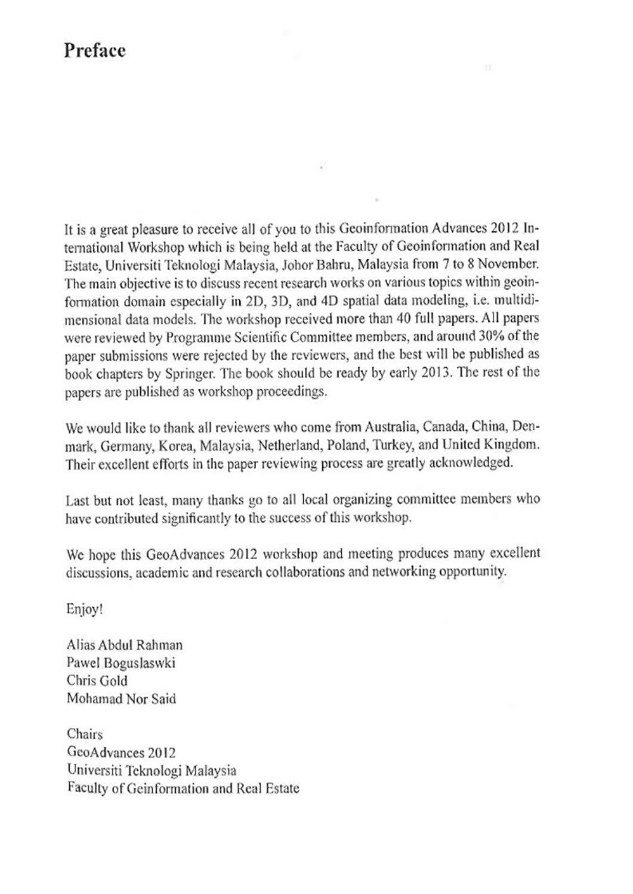# Preface

It is a great pleasure to receive all of you to this Geoinformation Advances 2012 International Workshop which is being held at the Faculty of Geoinformation and Real Estate, Universiti Teknologi Malaysia, Johor Bahru, Malaysia from 7 to 8 November. The main objective is to discuss recent research works on various topics within geoinformation domain especially in 2D, 3D, and 4D spatial data modeling, i.e. multidimensional data models. The workshop received more than 40 full papers. All papers were reviewed by Programme Scientific Committee members, and around 30% of the paper submissions were rejected by the reviewers, and the best will be published as book chapters by Springer. The book should be ready by early 2013. The rest of the papers are published as workshop proceedings.

We would like to thank all reviewers who come from Australia, Canada, China, Denmark, Germany, Korea, Malaysia, Netherland, Poland, Turkey, and United Kingdom. Their excellent efforts in the paper reviewing process are greatly acknowledged.

Last but not least, many thanks go to all local organizing committee members who have contributed significantly to the success of this workshop.

We hope this GeoAdvances 2012 workshop and meeting produces many excellent discussions, academic and research collaborations and networking opportunity.

Enjoy!

Alias Abdul Rahman  
Pawel Boguslaswki  
Chris Gold  
Mohamad Nor Said

Chairs  
GeoAdvances 2012  
Universiti Teknologi Malaysia  
Faculty of Geinformation and Real Estate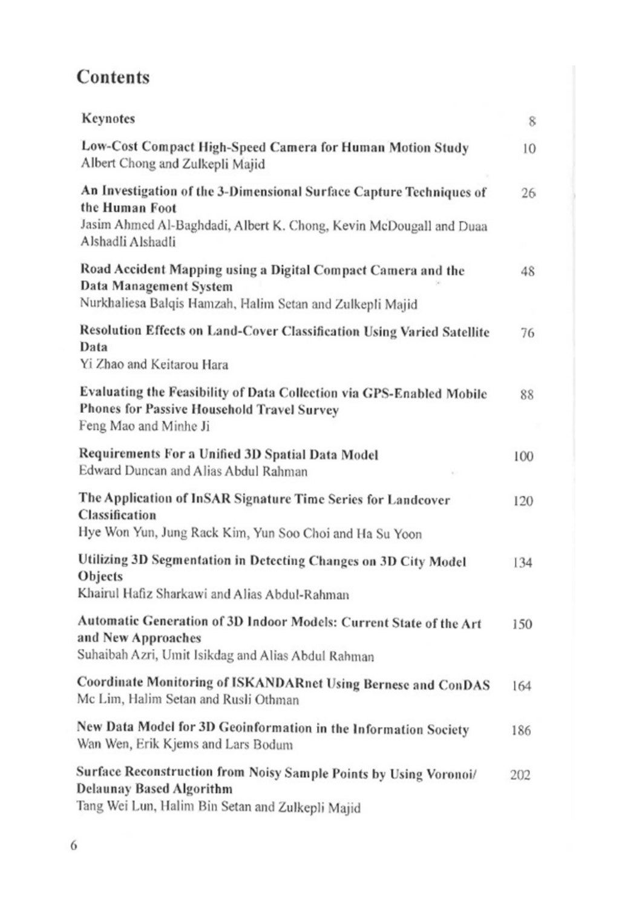# Contents

| | |
|---|---|
| **Keynotes** | 8 |
| **Low-Cost Compact High-Speed Camera for Human Motion Study**<br>Albert Chong and Zulkepli Majid | 10 |
| **An Investigation of the 3-Dimensional Surface Capture Techniques of the Human Foot**<br>Jasim Ahmed Al-Baghdadi, Albert K. Chong, Kevin McDougall and Duaa Alshadli Alshadli | 26 |
| **Road Accident Mapping using a Digital Compact Camera and the Data Management System**<br>Nurkhaliesa Balqis Hamzah, Halim Setan and Zulkepli Majid | 48 |
| **Resolution Effects on Land-Cover Classification Using Varied Satellite Data**<br>Yi Zhao and Keitarou Hara | 76 |
| **Evaluating the Feasibility of Data Collection via GPS-Enabled Mobile Phones for Passive Household Travel Survey**<br>Feng Mao and Minhe Ji | 88 |
| **Requirements For a Unified 3D Spatial Data Model**<br>Edward Duncan and Alias Abdul Rahman | 100 |
| **The Application of InSAR Signature Time Series for Landcover Classification**<br>Hye Won Yun, Jung Rack Kim, Yun Soo Choi and Ha Su Yoon | 120 |
| **Utilizing 3D Segmentation in Detecting Changes on 3D City Model Objects**<br>Khairul Hafiz Sharkawi and Alias Abdul-Rahman | 134 |
| **Automatic Generation of 3D Indoor Models: Current State of the Art and New Approaches**<br>Suhaibah Azri, Umit Isikdag and Alias Abdul Rahman | 150 |
| **Coordinate Monitoring of ISKANDARnet Using Bernese and ConDAS**<br>Mc Lim, Halim Setan and Rusli Othman | 164 |
| **New Data Model for 3D Geoinformation in the Information Society**<br>Wan Wen, Erik Kjems and Lars Bodum | 186 |
| **Surface Reconstruction from Noisy Sample Points by Using Voronoi/ Delaunay Based Algorithm**<br>Tang Wei Lun, Halim Bin Setan and Zulkepli Majid | 202 |